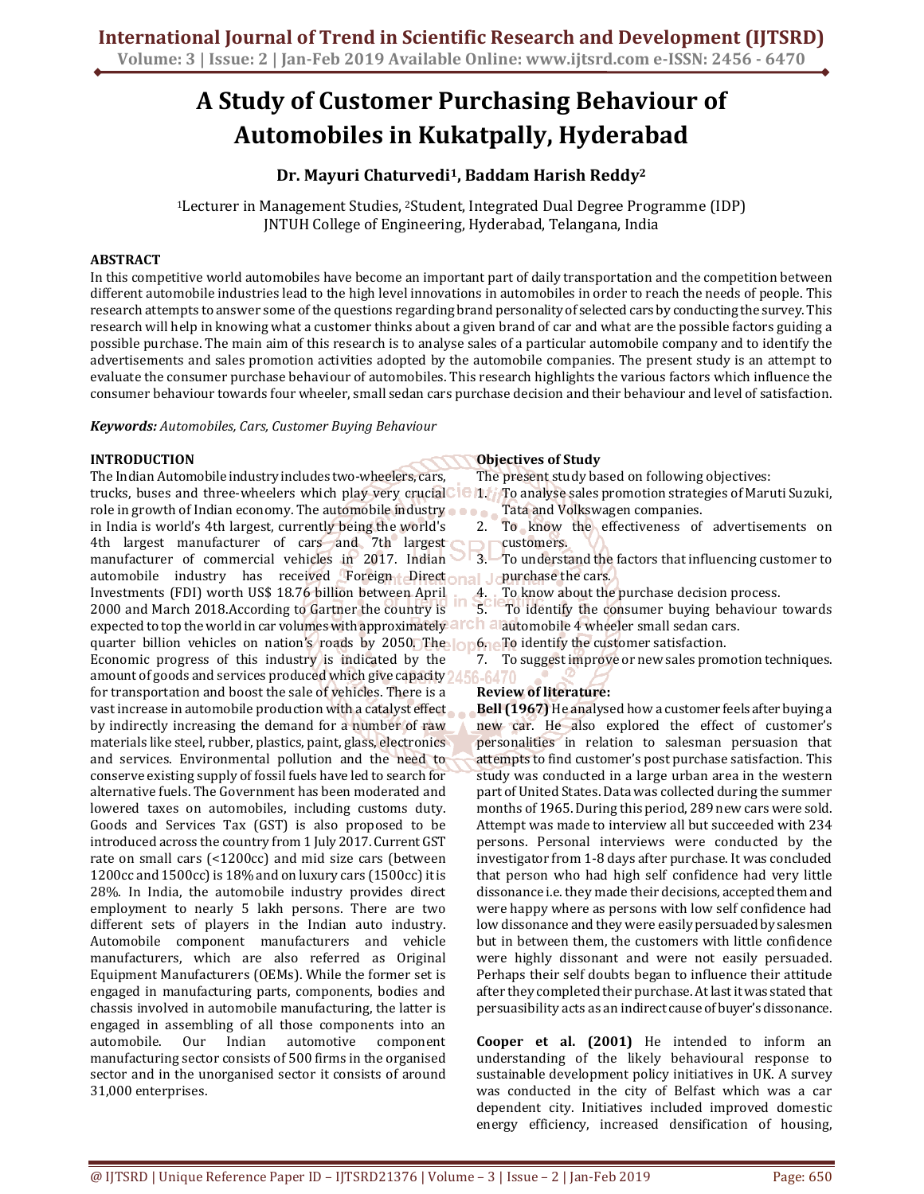# A Study of Customer Purchasing Behaviour of Automobiles in Kukatpally, Hyderabad

**Dr. Mayuri Chaturvedi[1], Baddam Harish Reddy[2]**

[1]Lecturer in Management Studies, [2]Student, Integrated Dual Degree Programme (IDP)
JNTUH College of Engineering, Hyderabad, Telangana, India

## ABSTRACT

In this competitive world automobiles have become an important part of daily transportation and the competition between different automobile industries lead to the high level innovations in automobiles in order to reach the needs of people. This research attempts to answer some of the questions regarding brand personality of selected cars by conducting the survey. This research will help in knowing what a customer thinks about a given brand of car and what are the possible factors guiding a possible purchase. The main aim of this research is to analyse sales of a particular automobile company and to identify the advertisements and sales promotion activities adopted by the automobile companies. The present study is an attempt to evaluate the consumer purchase behaviour of automobiles. This research highlights the various factors which influence the consumer behaviour towards four wheeler, small sedan cars purchase decision and their behaviour and level of satisfaction.

***Keywords:*** *Automobiles, Cars, Customer Buying Behaviour*

## INTRODUCTION

The Indian Automobile industry includes two-wheelers, cars, trucks, buses and three-wheelers which play very crucial role in growth of Indian economy. The automobile industry in India is world's 4th largest, currently being the world's 4th largest manufacturer of cars and 7th largest manufacturer of commercial vehicles in 2017. Indian automobile industry has received Foreign Direct Investments (FDI) worth US$ 18.76 billion between April 2000 and March 2018.According to Gartner the country is expected to top the world in car volumes with approximately quarter billion vehicles on nation's roads by 2050. The Economic progress of this industry is indicated by the amount of goods and services produced which give capacity for transportation and boost the sale of vehicles. There is a vast increase in automobile production with a catalyst effect by indirectly increasing the demand for a number of raw materials like steel, rubber, plastics, paint, glass, electronics and services. Environmental pollution and the need to conserve existing supply of fossil fuels have led to search for alternative fuels. The Government has been moderated and lowered taxes on automobiles, including customs duty. Goods and Services Tax (GST) is also proposed to be introduced across the country from 1 July 2017. Current GST rate on small cars (<1200cc) and mid size cars (between 1200cc and 1500cc) is 18% and on luxury cars (1500cc) it is 28%. In India, the automobile industry provides direct employment to nearly 5 lakh persons. There are two different sets of players in the Indian auto industry. Automobile component manufacturers and vehicle manufacturers, which are also referred as Original Equipment Manufacturers (OEMs). While the former set is engaged in manufacturing parts, components, bodies and chassis involved in automobile manufacturing, the latter is engaged in assembling of all those components into an automobile. Our Indian automotive component manufacturing sector consists of 500 firms in the organised sector and in the unorganised sector it consists of around 31,000 enterprises.

## Objectives of Study

The present study based on following objectives:

1. To analyse sales promotion strategies of Maruti Suzuki, Tata and Volkswagen companies.
2. To know the effectiveness of advertisements on customers.
3. To understand the factors that influencing customer to purchase the cars.
4. To know about the purchase decision process.
5. To identify the consumer buying behaviour towards automobile 4 wheeler small sedan cars.
6. To identify the customer satisfaction.
7. To suggest improve or new sales promotion techniques.

## Review of literature:

**Bell (1967)** He analysed how a customer feels after buying a new car. He also explored the effect of customer's personalities in relation to salesman persuasion that attempts to find customer's post purchase satisfaction. This study was conducted in a large urban area in the western part of United States. Data was collected during the summer months of 1965. During this period, 289 new cars were sold. Attempt was made to interview all but succeeded with 234 persons. Personal interviews were conducted by the investigator from 1-8 days after purchase. It was concluded that person who had high self confidence had very little dissonance i.e. they made their decisions, accepted them and were happy where as persons with low self confidence had low dissonance and they were easily persuaded by salesmen but in between them, the customers with little confidence were highly dissonant and were not easily persuaded. Perhaps their self doubts began to influence their attitude after they completed their purchase. At last it was stated that persuasibility acts as an indirect cause of buyer's dissonance.

**Cooper et al. (2001)** He intended to inform an understanding of the likely behavioural response to sustainable development policy initiatives in UK. A survey was conducted in the city of Belfast which was a car dependent city. Initiatives included improved domestic energy efficiency, increased densification of housing,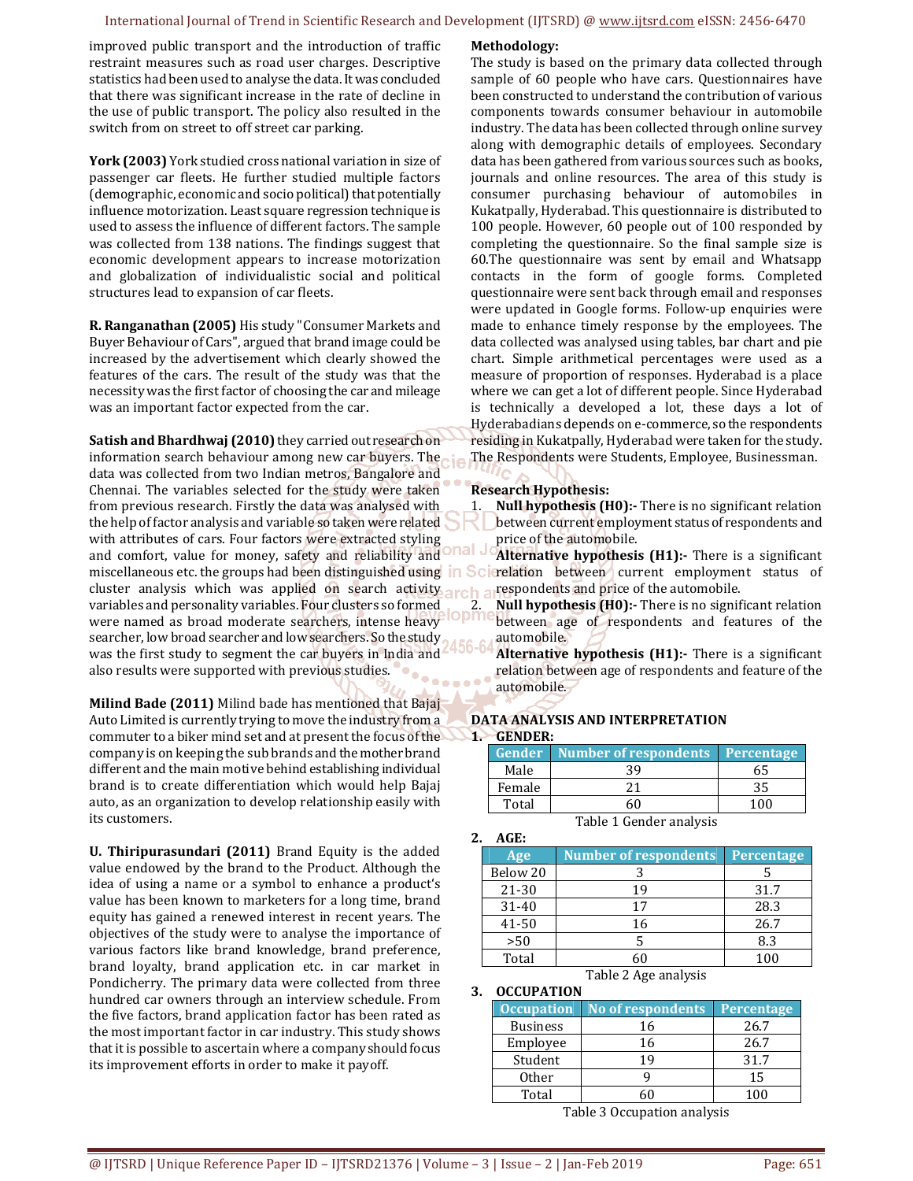improved public transport and the introduction of traffic restraint measures such as road user charges. Descriptive statistics had been used to analyse the data. It was concluded that there was significant increase in the rate of decline in the use of public transport. The policy also resulted in the switch from on street to off street car parking.

**York (2003)** York studied cross national variation in size of passenger car fleets. He further studied multiple factors (demographic, economic and socio political) that potentially influence motorization. Least square regression technique is used to assess the influence of different factors. The sample was collected from 138 nations. The findings suggest that economic development appears to increase motorization and globalization of individualistic social and political structures lead to expansion of car fleets.

**R. Ranganathan (2005)** His study "Consumer Markets and Buyer Behaviour of Cars", argued that brand image could be increased by the advertisement which clearly showed the features of the cars. The result of the study was that the necessity was the first factor of choosing the car and mileage was an important factor expected from the car.

**Satish and Bhardhwaj (2010)** they carried out research on information search behaviour among new car buyers. The data was collected from two Indian metros, Bangalore and Chennai. The variables selected for the study were taken from previous research. Firstly the data was analysed with the help of factor analysis and variable so taken were related with attributes of cars. Four factors were extracted styling and comfort, value for money, safety and reliability and miscellaneous etc. the groups had been distinguished using cluster analysis which was applied on search activity variables and personality variables. Four clusters so formed were named as broad moderate searchers, intense heavy searcher, low broad searcher and low searchers. So the study was the first study to segment the car buyers in India and also results were supported with previous studies.

**Milind Bade (2011)** Milind bade has mentioned that Bajaj Auto Limited is currently trying to move the industry from a commuter to a biker mind set and at present the focus of the company is on keeping the sub brands and the mother brand different and the main motive behind establishing individual brand is to create differentiation which would help Bajaj auto, as an organization to develop relationship easily with its customers.

**U. Thiripurasundari (2011)** Brand Equity is the added value endowed by the brand to the Product. Although the idea of using a name or a symbol to enhance a product's value has been known to marketers for a long time, brand equity has gained a renewed interest in recent years. The objectives of the study were to analyse the importance of various factors like brand knowledge, brand preference, brand loyalty, brand application etc. in car market in Pondicherry. The primary data were collected from three hundred car owners through an interview schedule. From the five factors, brand application factor has been rated as the most important factor in car industry. This study shows that it is possible to ascertain where a company should focus its improvement efforts in order to make it payoff.

**Methodology:**

The study is based on the primary data collected through sample of 60 people who have cars. Questionnaires have been constructed to understand the contribution of various components towards consumer behaviour in automobile industry. The data has been collected through online survey along with demographic details of employees. Secondary data has been gathered from various sources such as books, journals and online resources. The area of this study is consumer purchasing behaviour of automobiles in Kukatpally, Hyderabad. This questionnaire is distributed to 100 people. However, 60 people out of 100 responded by completing the questionnaire. So the final sample size is 60.The questionnaire was sent by email and Whatsapp contacts in the form of google forms. Completed questionnaire were sent back through email and responses were updated in Google forms. Follow-up enquiries were made to enhance timely response by the employees. The data collected was analysed using tables, bar chart and pie chart. Simple arithmetical percentages were used as a measure of proportion of responses. Hyderabad is a place where we can get a lot of different people. Since Hyderabad is technically a developed a lot, these days a lot of Hyderabadians depends on e-commerce, so the respondents residing in Kukatpally, Hyderabad were taken for the study. The Respondents were Students, Employee, Businessman.

**Research Hypothesis:**

1. **Null hypothesis (H0):-** There is no significant relation between current employment status of respondents and price of the automobile.
   **Alternative hypothesis (H1):-** There is a significant relation between current employment status of respondents and price of the automobile.
2. **Null hypothesis (H0):-** There is no significant relation between age of respondents and features of the automobile.
   **Alternative hypothesis (H1):-** There is a significant relation between age of respondents and feature of the automobile.

**DATA ANALYSIS AND INTERPRETATION**

1. **GENDER:**

| Gender | Number of respondents | Percentage |
|---|---|---|
| Male | 39 | 65 |
| Female | 21 | 35 |
| Total | 60 | 100 |

Table 1 Gender analysis

2. **AGE:**

| Age | Number of respondents | Percentage |
|---|---|---|
| Below 20 | 3 | 5 |
| 21-30 | 19 | 31.7 |
| 31-40 | 17 | 28.3 |
| 41-50 | 16 | 26.7 |
| >50 | 5 | 8.3 |
| Total | 60 | 100 |

Table 2 Age analysis

3. **OCCUPATION**

| Occupation | No of respondents | Percentage |
|---|---|---|
| Business | 16 | 26.7 |
| Employee | 16 | 26.7 |
| Student | 19 | 31.7 |
| Other | 9 | 15 |
| Total | 60 | 100 |

Table 3 Occupation analysis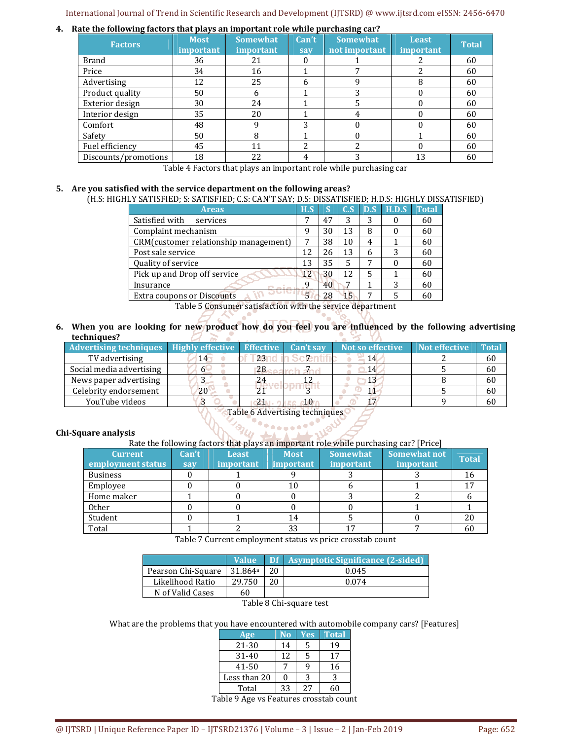4. **Rate the following factors that plays an important role while purchasing car?**

| Factors | Most important | Somewhat important | Can't say | Somewhat not important | Least important | Total |
|---|---|---|---|---|---|---|
| Brand | 36 | 21 | 0 | 1 | 2 | 60 |
| Price | 34 | 16 | 1 | 7 | 2 | 60 |
| Advertising | 12 | 25 | 6 | 9 | 8 | 60 |
| Product quality | 50 | 6 | 1 | 3 | 0 | 60 |
| Exterior design | 30 | 24 | 1 | 5 | 0 | 60 |
| Interior design | 35 | 20 | 1 | 4 | 0 | 60 |
| Comfort | 48 | 9 | 3 | 0 | 0 | 60 |
| Safety | 50 | 8 | 1 | 0 | 1 | 60 |
| Fuel efficiency | 45 | 11 | 2 | 2 | 0 | 60 |
| Discounts/promotions | 18 | 22 | 4 | 3 | 13 | 60 |

Table 4 Factors that plays an important role while purchasing car

5. **Are you satisfied with the service department on the following areas?**

(H.S: HIGHLY SATISFIED; S: SATISFIED; C.S: CAN'T SAY; D.S: DISSATISFIED; H.D.S: HIGHLY DISSATISFIED)

| Areas | H.S | S | C.S | D.S | H.D.S | Total |
|---|---|---|---|---|---|---|
| Satisfied with services | 7 | 47 | 3 | 3 | 0 | 60 |
| Complaint mechanism | 9 | 30 | 13 | 8 | 0 | 60 |
| CRM(customer relationship management) | 7 | 38 | 10 | 4 | 1 | 60 |
| Post sale service | 12 | 26 | 13 | 6 | 3 | 60 |
| Quality of service | 13 | 35 | 5 | 7 | 0 | 60 |
| Pick up and Drop off service | 12 | 30 | 12 | 5 | 1 | 60 |
| Insurance | 9 | 40 | 7 | 1 | 3 | 60 |
| Extra coupons or Discounts | 5 | 28 | 15 | 7 | 5 | 60 |

Table 5 Consumer satisfaction with the service department

6. **When you are looking for new product how do you feel you are influenced by the following advertising techniques?**

| Advertising techniques | Highly effective | Effective | Can't say | Not so effective | Not effective | Total |
|---|---|---|---|---|---|---|
| TV advertising | 14 | 23 | 7 | 14 | 2 | 60 |
| Social media advertising | 6 | 28 | 7 | 14 | 5 | 60 |
| News paper advertising | 3 | 24 | 12 | 13 | 8 | 60 |
| Celebrity endorsement | 20 | 21 | 3 | 11 | 5 | 60 |
| YouTube videos | 3 | 21 | 10 | 17 | 9 | 60 |

Table 6 Advertising techniques

**Chi-Square analysis**

Rate the following factors that plays an important role while purchasing car? [Price]

| Current employment status | Can't say | Least important | Most important | Somewhat important | Somewhat not important | Total |
|---|---|---|---|---|---|---|
| Business | 0 | 1 | 9 | 3 | 3 | 16 |
| Employee | 0 | 0 | 10 | 6 | 1 | 17 |
| Home maker | 1 | 0 | 0 | 3 | 2 | 6 |
| Other | 0 | 0 | 0 | 0 | 1 | 1 |
| Student | 0 | 1 | 14 | 5 | 0 | 20 |
| Total | 1 | 2 | 33 | 17 | 7 | 60 |

Table 7 Current employment status vs price crosstab count

| | Value | Df | Asymptotic Significance (2-sided) |
|---|---|---|---|
| Pearson Chi-Square | 31.864[a] | 20 | 0.045 |
| Likelihood Ratio | 29.750 | 20 | 0.074 |
| N of Valid Cases | 60 | | |

Table 8 Chi-square test

What are the problems that you have encountered with automobile company cars? [Features]

| Age | No | Yes | Total |
|---|---|---|---|
| 21-30 | 14 | 5 | 19 |
| 31-40 | 12 | 5 | 17 |
| 41-50 | 7 | 9 | 16 |
| Less than 20 | 0 | 3 | 3 |
| Total | 33 | 27 | 60 |

Table 9 Age vs Features crosstab count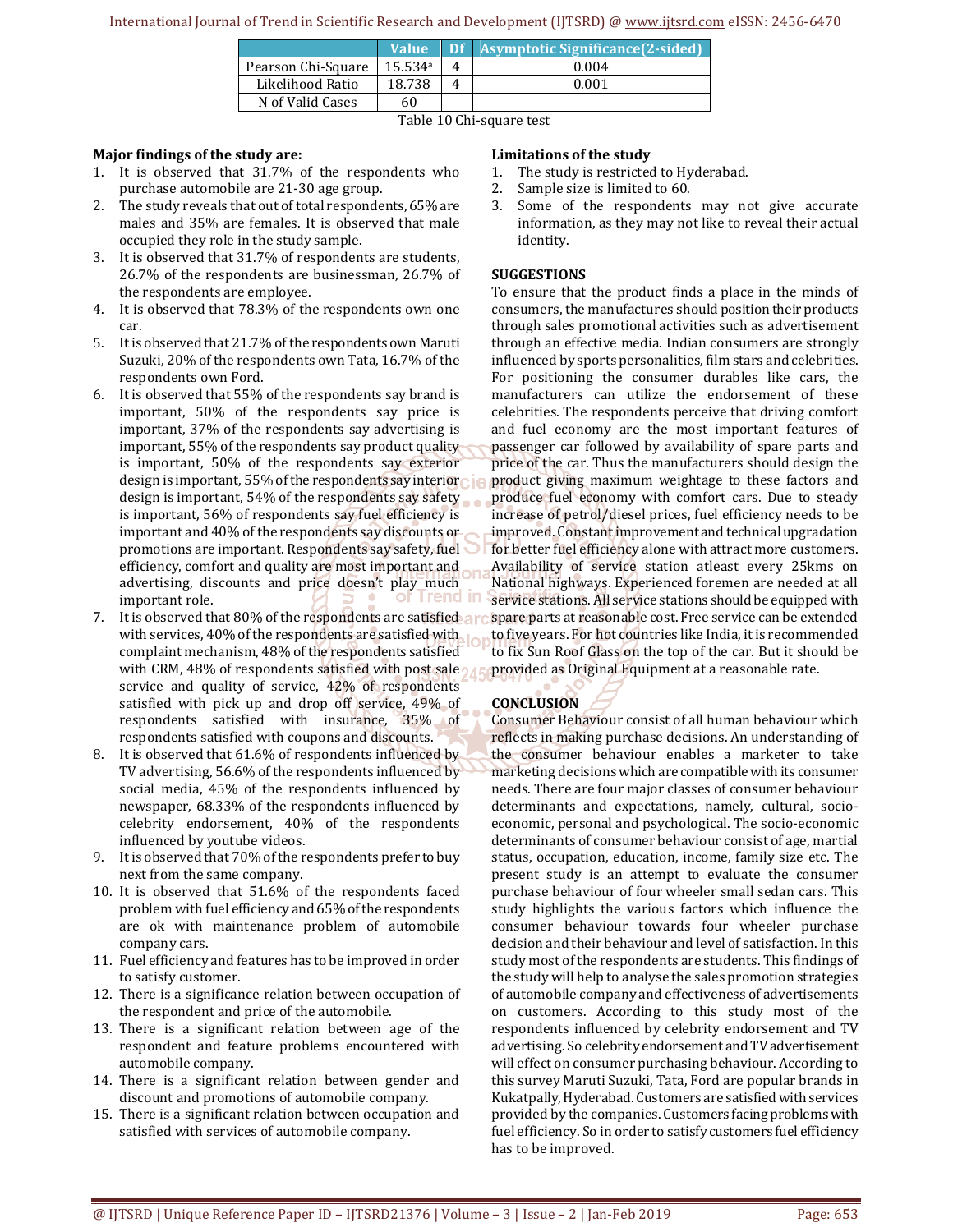| | Value | Df | Asymptotic Significance(2-sided) |
|---|---|---|---|
| Pearson Chi-Square | 15.534[a] | 4 | 0.004 |
| Likelihood Ratio | 18.738 | 4 | 0.001 |
| N of Valid Cases | 60 | | |

Table 10 Chi-square test

**Major findings of the study are:**

1. It is observed that 31.7% of the respondents who purchase automobile are 21-30 age group.
2. The study reveals that out of total respondents, 65% are males and 35% are females. It is observed that male occupied they role in the study sample.
3. It is observed that 31.7% of respondents are students, 26.7% of the respondents are businessman, 26.7% of the respondents are employee.
4. It is observed that 78.3% of the respondents own one car.
5. It is observed that 21.7% of the respondents own Maruti Suzuki, 20% of the respondents own Tata, 16.7% of the respondents own Ford.
6. It is observed that 55% of the respondents say brand is important, 50% of the respondents say price is important, 37% of the respondents say advertising is important, 55% of the respondents say product quality is important, 50% of the respondents say exterior design is important, 55% of the respondents say interior design is important, 54% of the respondents say safety is important, 56% of respondents say fuel efficiency is important and 40% of the respondents say discounts or promotions are important. Respondents say safety, fuel efficiency, comfort and quality are most important and advertising, discounts and price doesn't play much important role.
7. It is observed that 80% of the respondents are satisfied with services, 40% of the respondents are satisfied with complaint mechanism, 48% of the respondents satisfied with CRM, 48% of respondents satisfied with post sale service and quality of service, 42% of respondents satisfied with pick up and drop off service, 49% of respondents satisfied with insurance, 35% of respondents satisfied with coupons and discounts.
8. It is observed that 61.6% of respondents influenced by TV advertising, 56.6% of the respondents influenced by social media, 45% of the respondents influenced by newspaper, 68.33% of the respondents influenced by celebrity endorsement, 40% of the respondents influenced by youtube videos.
9. It is observed that 70% of the respondents prefer to buy next from the same company.
10. It is observed that 51.6% of the respondents faced problem with fuel efficiency and 65% of the respondents are ok with maintenance problem of automobile company cars.
11. Fuel efficiency and features has to be improved in order to satisfy customer.
12. There is a significance relation between occupation of the respondent and price of the automobile.
13. There is a significant relation between age of the respondent and feature problems encountered with automobile company.
14. There is a significant relation between gender and discount and promotions of automobile company.
15. There is a significant relation between occupation and satisfied with services of automobile company.

**Limitations of the study**

1. The study is restricted to Hyderabad.
2. Sample size is limited to 60.
3. Some of the respondents may not give accurate information, as they may not like to reveal their actual identity.

**SUGGESTIONS**

To ensure that the product finds a place in the minds of consumers, the manufactures should position their products through sales promotional activities such as advertisement through an effective media. Indian consumers are strongly influenced by sports personalities, film stars and celebrities. For positioning the consumer durables like cars, the manufacturers can utilize the endorsement of these celebrities. The respondents perceive that driving comfort and fuel economy are the most important features of passenger car followed by availability of spare parts and price of the car. Thus the manufacturers should design the product giving maximum weightage to these factors and produce fuel economy with comfort cars. Due to steady increase of petrol/diesel prices, fuel efficiency needs to be improved. Constant improvement and technical upgradation for better fuel efficiency alone with attract more customers. Availability of service station atleast every 25kms on National highways. Experienced foremen are needed at all service stations. All service stations should be equipped with spare parts at reasonable cost. Free service can be extended to five years. For hot countries like India, it is recommended to fix Sun Roof Glass on the top of the car. But it should be provided as Original Equipment at a reasonable rate.

**CONCLUSION**

Consumer Behaviour consist of all human behaviour which reflects in making purchase decisions. An understanding of the consumer behaviour enables a marketer to take marketing decisions which are compatible with its consumer needs. There are four major classes of consumer behaviour determinants and expectations, namely, cultural, socio-economic, personal and psychological. The socio-economic determinants of consumer behaviour consist of age, martial status, occupation, education, income, family size etc. The present study is an attempt to evaluate the consumer purchase behaviour of four wheeler small sedan cars. This study highlights the various factors which influence the consumer behaviour towards four wheeler purchase decision and their behaviour and level of satisfaction. In this study most of the respondents are students. This findings of the study will help to analyse the sales promotion strategies of automobile company and effectiveness of advertisements on customers. According to this study most of the respondents influenced by celebrity endorsement and TV advertising. So celebrity endorsement and TV advertisement will effect on consumer purchasing behaviour. According to this survey Maruti Suzuki, Tata, Ford are popular brands in Kukatpally, Hyderabad. Customers are satisfied with services provided by the companies. Customers facing problems with fuel efficiency. So in order to satisfy customers fuel efficiency has to be improved.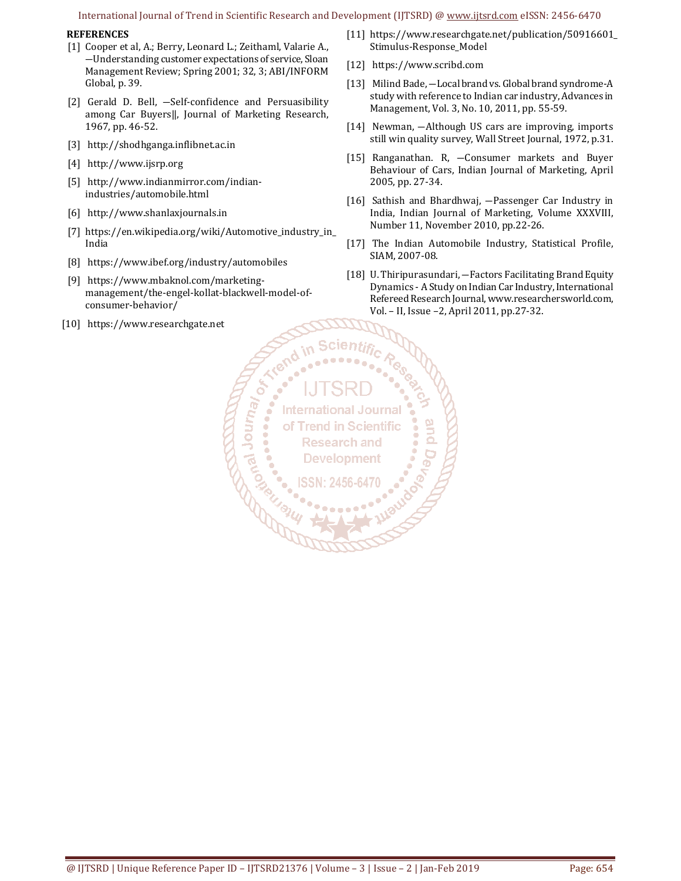## REFERENCES

[1] Cooper et al, A.; Berry, Leonard L.; Zeithaml, Valarie A., —Understanding customer expectations of service, Sloan Management Review; Spring 2001; 32, 3; ABI/INFORM Global, p. 39.

[2] Gerald D. Bell, —Self-confidence and Persuasibility among Car Buyers||, Journal of Marketing Research, 1967, pp. 46-52.

[3] http://shodhganga.inflibnet.ac.in

[4] http://www.ijsrp.org

[5] http://www.indianmirror.com/indian-industries/automobile.html

[6] http://www.shanlaxjournals.in

[7] https://en.wikipedia.org/wiki/Automotive_industry_in_India

[8] https://www.ibef.org/industry/automobiles

[9] https://www.mbaknol.com/marketing-management/the-engel-kollat-blackwell-model-of-consumer-behavior/

[10] https://www.researchgate.net

[11] https://www.researchgate.net/publication/50916601_Stimulus-Response_Model

[12] https://www.scribd.com

[13] Milind Bade, —Local brand vs. Global brand syndrome-A study with reference to Indian car industry, Advances in Management, Vol. 3, No. 10, 2011, pp. 55-59.

[14] Newman, —Although US cars are improving, imports still win quality survey, Wall Street Journal, 1972, p.31.

[15] Ranganathan. R, —Consumer markets and Buyer Behaviour of Cars, Indian Journal of Marketing, April 2005, pp. 27-34.

[16] Sathish and Bhardhwaj, —Passenger Car Industry in India, Indian Journal of Marketing, Volume XXXVIII, Number 11, November 2010, pp.22-26.

[17] The Indian Automobile Industry, Statistical Profile, SIAM, 2007-08.

[18] U. Thiripurasundari, —Factors Facilitating Brand Equity Dynamics - A Study on Indian Car Industry, International Refereed Research Journal, www.researchersworld.com, Vol. – II, Issue –2, April 2011, pp.27-32.